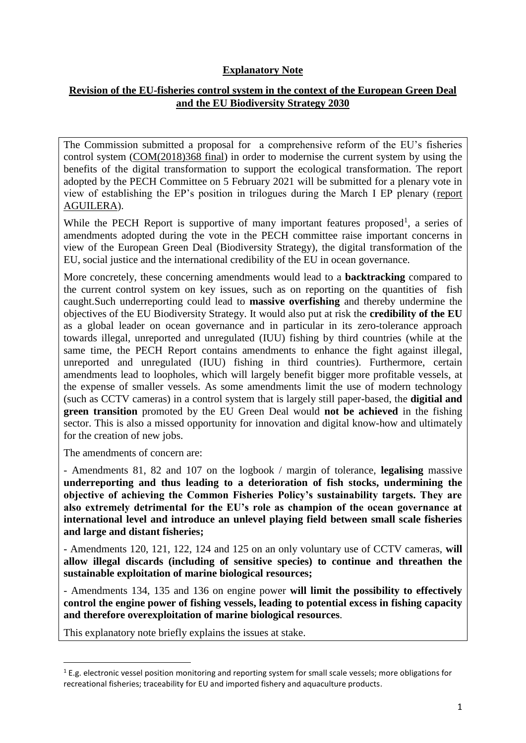**Explanatory Note**

**Revision of the EU-fisheries control system in the context of the European Green Deal and the EU Biodiversity Strategy 2030**

The Commission submitted a proposal for a comprehensive reform of the EU's fisheries control system (COM(2018)368 final) in order to modernise the current system by using the benefits of the digital transformation to support the ecological transformation. The report adopted by the PECH Committee on 5 February 2021 will be submitted for a plenary vote in view of establishing the EP's position in trilogues during the March I EP plenary (report AGUILERA).

While the PECH Report is supportive of many important features proposed[1], a series of amendments adopted during the vote in the PECH committee raise important concerns in view of the European Green Deal (Biodiversity Strategy), the digital transformation of the EU, social justice and the international credibility of the EU in ocean governance.

More concretely, these concerning amendments would lead to a **backtracking** compared to the current control system on key issues, such as on reporting on the quantities of fish caught.Such underreporting could lead to **massive overfishing** and thereby undermine the objectives of the EU Biodiversity Strategy. It would also put at risk the **credibility of the EU** as a global leader on ocean governance and in particular in its zero-tolerance approach towards illegal, unreported and unregulated (IUU) fishing by third countries (while at the same time, the PECH Report contains amendments to enhance the fight against illegal, unreported and unregulated (IUU) fishing in third countries). Furthermore, certain amendments lead to loopholes, which will largely benefit bigger more profitable vessels, at the expense of smaller vessels. As some amendments limit the use of modern technology (such as CCTV cameras) in a control system that is largely still paper-based, the **digitial and green transition** promoted by the EU Green Deal would **not be achieved** in the fishing sector. This is also a missed opportunity for innovation and digital know-how and ultimately for the creation of new jobs.

The amendments of concern are:

- Amendments 81, 82 and 107 on the logbook / margin of tolerance, **legalising** massive **underreporting and thus leading to a deterioration of fish stocks, undermining the objective of achieving the Common Fisheries Policy's sustainability targets. They are also extremely detrimental for the EU's role as champion of the ocean governance at international level and introduce an unlevel playing field between small scale fisheries and large and distant fisheries;**

- Amendments 120, 121, 122, 124 and 125 on an only voluntary use of CCTV cameras, **will allow illegal discards (including of sensitive species) to continue and threathen the sustainable exploitation of marine biological resources;**

- Amendments 134, 135 and 136 on engine power **will limit the possibility to effectively control the engine power of fishing vessels, leading to potential excess in fishing capacity and therefore overexploitation of marine biological resources**.

This explanatory note briefly explains the issues at stake.

---

[1] E.g. electronic vessel position monitoring and reporting system for small scale vessels; more obligations for recreational fisheries; traceability for EU and imported fishery and aquaculture products.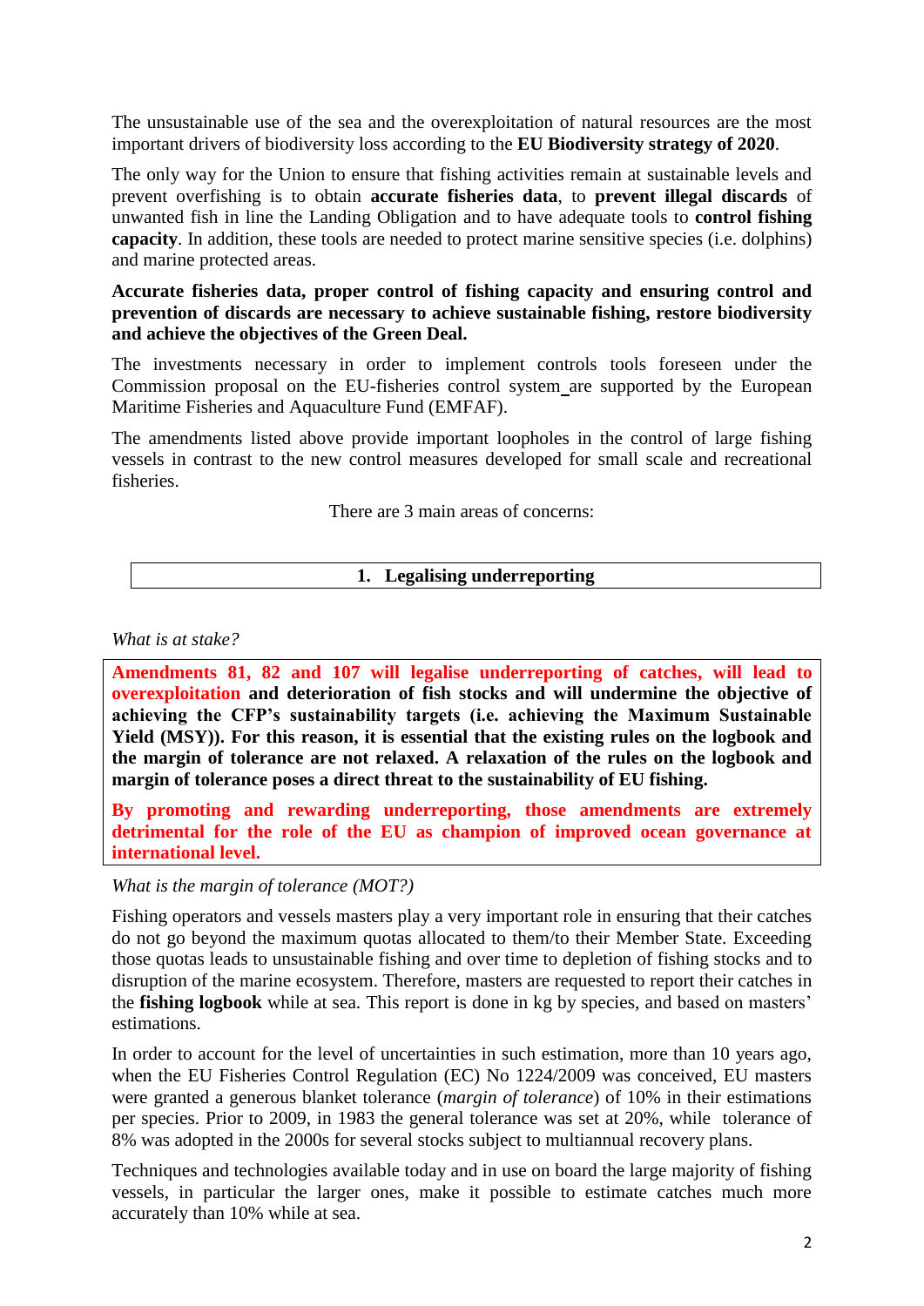The unsustainable use of the sea and the overexploitation of natural resources are the most important drivers of biodiversity loss according to the **EU Biodiversity strategy of 2020**.

The only way for the Union to ensure that fishing activities remain at sustainable levels and prevent overfishing is to obtain **accurate fisheries data**, to **prevent illegal discards** of unwanted fish in line the Landing Obligation and to have adequate tools to **control fishing capacity**. In addition, these tools are needed to protect marine sensitive species (i.e. dolphins) and marine protected areas.

**Accurate fisheries data, proper control of fishing capacity and ensuring control and prevention of discards are necessary to achieve sustainable fishing, restore biodiversity and achieve the objectives of the Green Deal.**

The investments necessary in order to implement controls tools foreseen under the Commission proposal on the EU-fisheries control system are supported by the European Maritime Fisheries and Aquaculture Fund (EMFAF).

The amendments listed above provide important loopholes in the control of large fishing vessels in contrast to the new control measures developed for small scale and recreational fisheries.

There are 3 main areas of concerns:

## 1. Legalising underreporting

*What is at stake?*

**Amendments 81, 82 and 107 will legalise underreporting of catches, will lead to overexploitation and deterioration of fish stocks and will undermine the objective of achieving the CFP's sustainability targets (i.e. achieving the Maximum Sustainable Yield (MSY)). For this reason, it is essential that the existing rules on the logbook and the margin of tolerance are not relaxed. A relaxation of the rules on the logbook and margin of tolerance poses a direct threat to the sustainability of EU fishing.**

**By promoting and rewarding underreporting, those amendments are extremely detrimental for the role of the EU as champion of improved ocean governance at international level.**

*What is the margin of tolerance (MOT?)*

Fishing operators and vessels masters play a very important role in ensuring that their catches do not go beyond the maximum quotas allocated to them/to their Member State. Exceeding those quotas leads to unsustainable fishing and over time to depletion of fishing stocks and to disruption of the marine ecosystem. Therefore, masters are requested to report their catches in the **fishing logbook** while at sea. This report is done in kg by species, and based on masters' estimations.

In order to account for the level of uncertainties in such estimation, more than 10 years ago, when the EU Fisheries Control Regulation (EC) No 1224/2009 was conceived, EU masters were granted a generous blanket tolerance (*margin of tolerance*) of 10% in their estimations per species. Prior to 2009, in 1983 the general tolerance was set at 20%, while tolerance of 8% was adopted in the 2000s for several stocks subject to multiannual recovery plans.

Techniques and technologies available today and in use on board the large majority of fishing vessels, in particular the larger ones, make it possible to estimate catches much more accurately than 10% while at sea.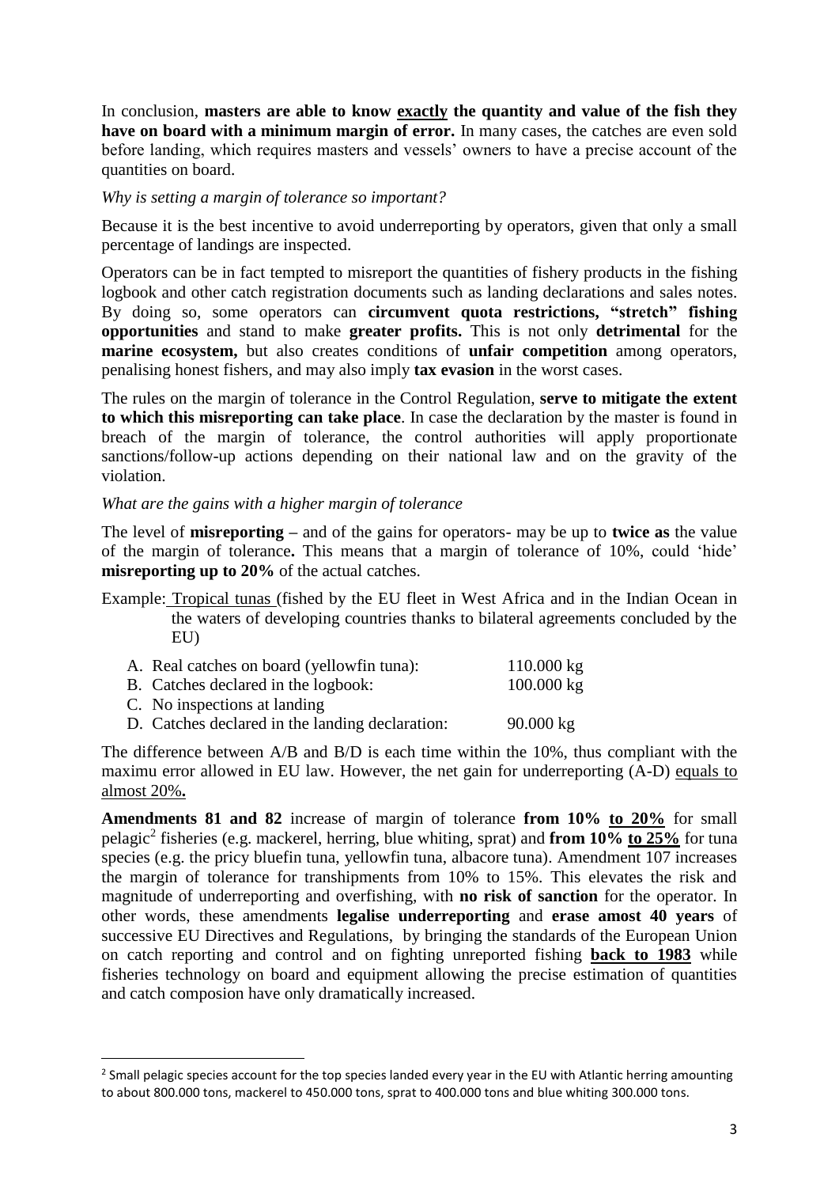In conclusion, **masters are able to know <u>exactly</u> the quantity and value of the fish they have on board with a minimum margin of error.** In many cases, the catches are even sold before landing, which requires masters and vessels' owners to have a precise account of the quantities on board.

*Why is setting a margin of tolerance so important?*

Because it is the best incentive to avoid underreporting by operators, given that only a small percentage of landings are inspected.

Operators can be in fact tempted to misreport the quantities of fishery products in the fishing logbook and other catch registration documents such as landing declarations and sales notes. By doing so, some operators can **circumvent quota restrictions, "stretch" fishing opportunities** and stand to make **greater profits.** This is not only **detrimental** for the **marine ecosystem,** but also creates conditions of **unfair competition** among operators, penalising honest fishers, and may also imply **tax evasion** in the worst cases.

The rules on the margin of tolerance in the Control Regulation, **serve to mitigate the extent to which this misreporting can take place**. In case the declaration by the master is found in breach of the margin of tolerance, the control authorities will apply proportionate sanctions/follow-up actions depending on their national law and on the gravity of the violation.

*What are the gains with a higher margin of tolerance*

The level of **misreporting** – and of the gains for operators- may be up to **twice as** the value of the margin of tolerance**.** This means that a margin of tolerance of 10%, could 'hide' **misreporting up to 20%** of the actual catches.

Example: <u>Tropical tunas</u> (fished by the EU fleet in West Africa and in the Indian Ocean in the waters of developing countries thanks to bilateral agreements concluded by the EU)

A. Real catches on board (yellowfin tuna): 110.000 kg
B. Catches declared in the logbook: 100.000 kg
C. No inspections at landing
D. Catches declared in the landing declaration: 90.000 kg

The difference between A/B and B/D is each time within the 10%, thus compliant with the maximu error allowed in EU law. However, the net gain for underreporting (A-D) <u>equals to almost 20%</u>**.**

**Amendments 81 and 82** increase of margin of tolerance **from 10% <u>to 20%</u>** for small pelagic[2] fisheries (e.g. mackerel, herring, blue whiting, sprat) and **from 10% <u>to 25%</u>** for tuna species (e.g. the pricy bluefin tuna, yellowfin tuna, albacore tuna). Amendment 107 increases the margin of tolerance for transhipments from 10% to 15%. This elevates the risk and magnitude of underreporting and overfishing, with **no risk of sanction** for the operator. In other words, these amendments **legalise underreporting** and **erase amost 40 years** of successive EU Directives and Regulations, by bringing the standards of the European Union on catch reporting and control and on fighting unreported fishing **<u>back to 1983</u>** while fisheries technology on board and equipment allowing the precise estimation of quantities and catch composion have only dramatically increased.

---

[2] Small pelagic species account for the top species landed every year in the EU with Atlantic herring amounting to about 800.000 tons, mackerel to 450.000 tons, sprat to 400.000 tons and blue whiting 300.000 tons.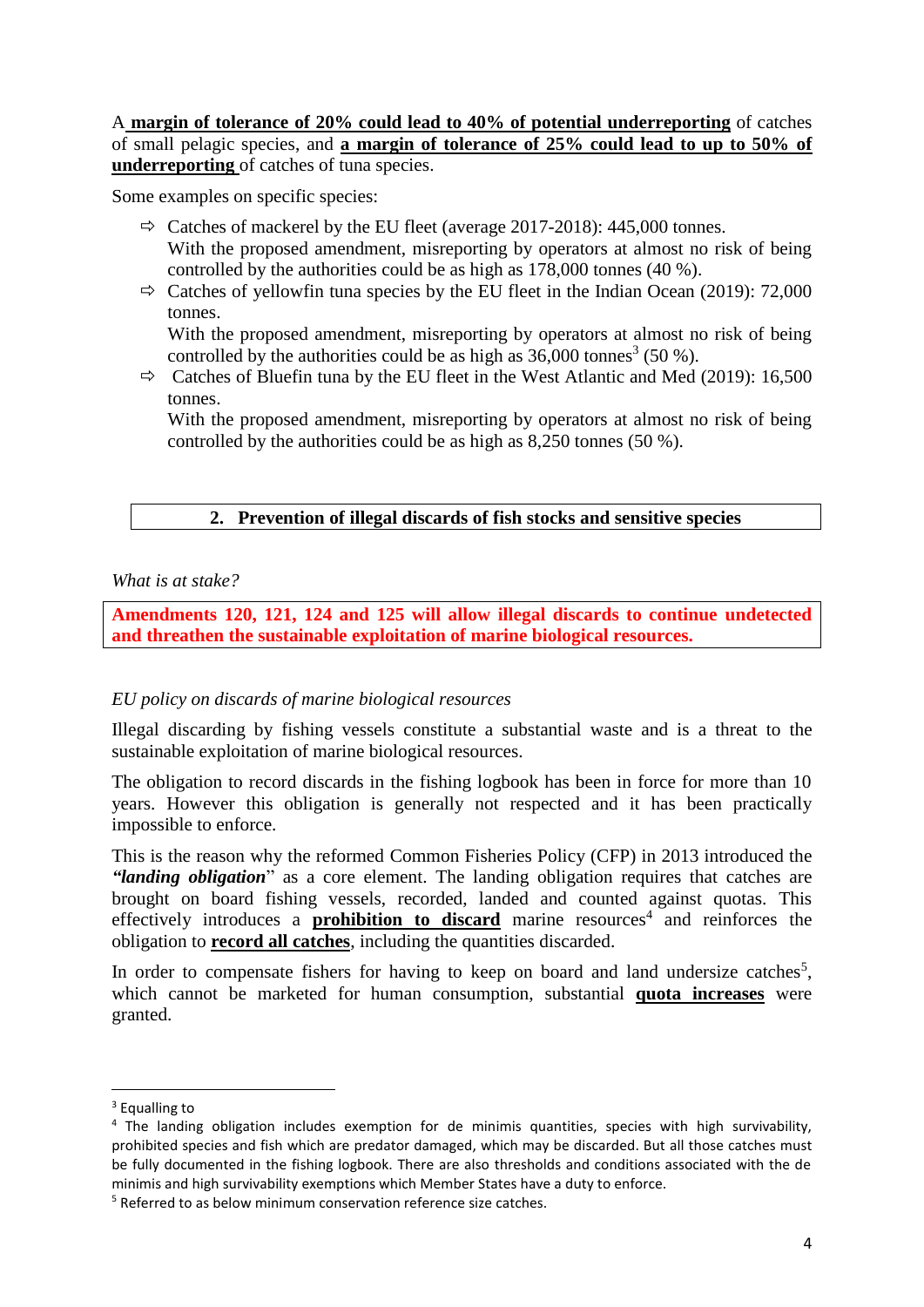A **margin of tolerance of 20% could lead to 40% of potential underreporting** of catches of small pelagic species, and **a margin of tolerance of 25% could lead to up to 50% of underreporting** of catches of tuna species.

Some examples on specific species:

- ⇨ Catches of mackerel by the EU fleet (average 2017-2018): 445,000 tonnes.
  With the proposed amendment, misreporting by operators at almost no risk of being controlled by the authorities could be as high as 178,000 tonnes (40 %).
- ⇨ Catches of yellowfin tuna species by the EU fleet in the Indian Ocean (2019): 72,000 tonnes.
  With the proposed amendment, misreporting by operators at almost no risk of being controlled by the authorities could be as high as 36,000 tonnes[3] (50 %).
- ⇨ Catches of Bluefin tuna by the EU fleet in the West Atlantic and Med (2019): 16,500 tonnes.
  With the proposed amendment, misreporting by operators at almost no risk of being controlled by the authorities could be as high as 8,250 tonnes (50 %).

## 2. Prevention of illegal discards of fish stocks and sensitive species

*What is at stake?*

**Amendments 120, 121, 124 and 125 will allow illegal discards to continue undetected and threathen the sustainable exploitation of marine biological resources.**

*EU policy on discards of marine biological resources*

Illegal discarding by fishing vessels constitute a substantial waste and is a threat to the sustainable exploitation of marine biological resources.

The obligation to record discards in the fishing logbook has been in force for more than 10 years. However this obligation is generally not respected and it has been practically impossible to enforce.

This is the reason why the reformed Common Fisheries Policy (CFP) in 2013 introduced the ***"landing obligation***" as a core element. The landing obligation requires that catches are brought on board fishing vessels, recorded, landed and counted against quotas. This effectively introduces a **prohibition to discard** marine resources[4] and reinforces the obligation to **record all catches**, including the quantities discarded.

In order to compensate fishers for having to keep on board and land undersize catches[5], which cannot be marketed for human consumption, substantial **quota increases** were granted.

---

[3] Equalling to

[4] The landing obligation includes exemption for de minimis quantities, species with high survivability, prohibited species and fish which are predator damaged, which may be discarded. But all those catches must be fully documented in the fishing logbook. There are also thresholds and conditions associated with the de minimis and high survivability exemptions which Member States have a duty to enforce.

[5] Referred to as below minimum conservation reference size catches.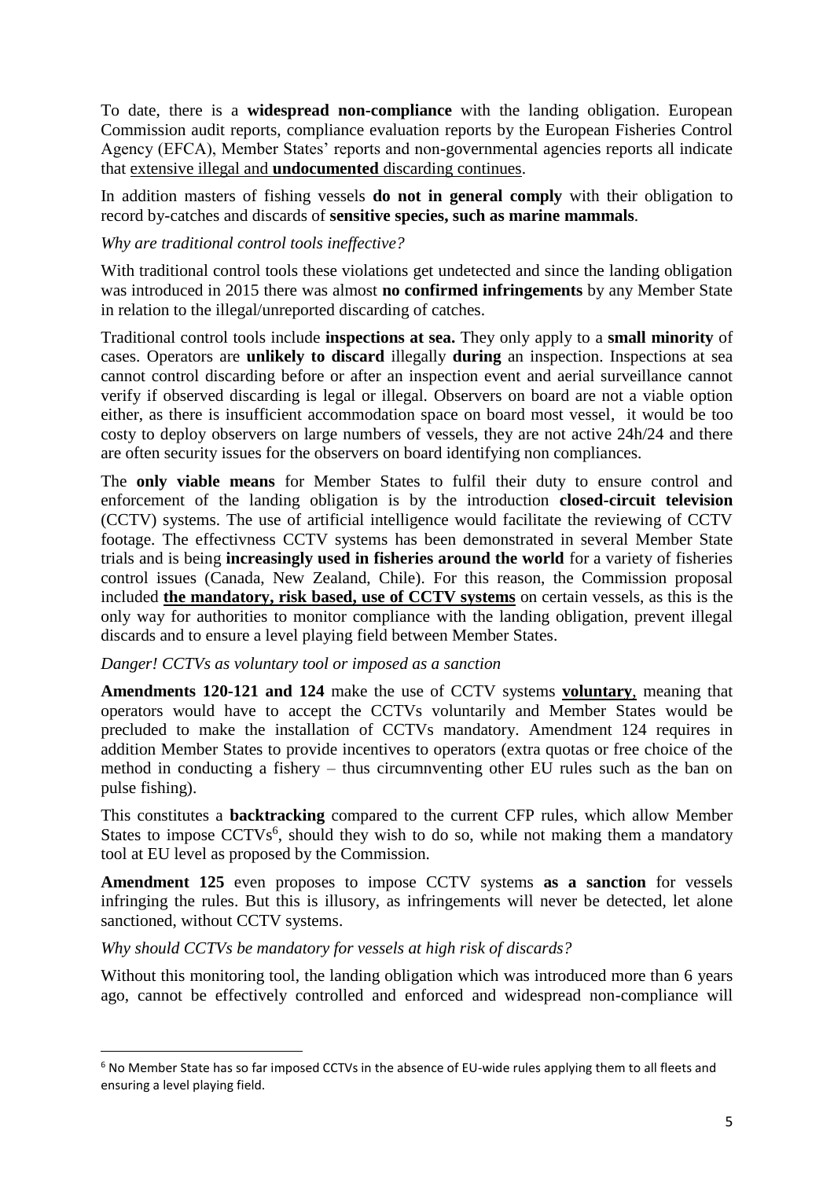To date, there is a **widespread non-compliance** with the landing obligation. European Commission audit reports, compliance evaluation reports by the European Fisheries Control Agency (EFCA), Member States' reports and non-governmental agencies reports all indicate that <u>extensive illegal and **undocumented** discarding continues</u>.

In addition masters of fishing vessels **do not in general comply** with their obligation to record by-catches and discards of **sensitive species, such as marine mammals**.

*Why are traditional control tools ineffective?*

With traditional control tools these violations get undetected and since the landing obligation was introduced in 2015 there was almost **no confirmed infringements** by any Member State in relation to the illegal/unreported discarding of catches.

Traditional control tools include **inspections at sea.** They only apply to a **small minority** of cases. Operators are **unlikely to discard** illegally **during** an inspection. Inspections at sea cannot control discarding before or after an inspection event and aerial surveillance cannot verify if observed discarding is legal or illegal. Observers on board are not a viable option either, as there is insufficient accommodation space on board most vessel, it would be too costy to deploy observers on large numbers of vessels, they are not active 24h/24 and there are often security issues for the observers on board identifying non compliances.

The **only viable means** for Member States to fulfil their duty to ensure control and enforcement of the landing obligation is by the introduction **closed-circuit television** (CCTV) systems. The use of artificial intelligence would facilitate the reviewing of CCTV footage. The effectivness CCTV systems has been demonstrated in several Member State trials and is being **increasingly used in fisheries around the world** for a variety of fisheries control issues (Canada, New Zealand, Chile). For this reason, the Commission proposal included **<u>the mandatory, risk based, use of CCTV systems</u>** on certain vessels, as this is the only way for authorities to monitor compliance with the landing obligation, prevent illegal discards and to ensure a level playing field between Member States.

*Danger! CCTVs as voluntary tool or imposed as a sanction*

**Amendments 120-121 and 124** make the use of CCTV systems **<u>voluntary</u>**, meaning that operators would have to accept the CCTVs voluntarily and Member States would be precluded to make the installation of CCTVs mandatory. Amendment 124 requires in addition Member States to provide incentives to operators (extra quotas or free choice of the method in conducting a fishery – thus circumnventing other EU rules such as the ban on pulse fishing).

This constitutes a **backtracking** compared to the current CFP rules, which allow Member States to impose CCTVs[6], should they wish to do so, while not making them a mandatory tool at EU level as proposed by the Commission.

**Amendment 125** even proposes to impose CCTV systems **as a sanction** for vessels infringing the rules. But this is illusory, as infringements will never be detected, let alone sanctioned, without CCTV systems.

*Why should CCTVs be mandatory for vessels at high risk of discards?*

Without this monitoring tool, the landing obligation which was introduced more than 6 years ago, cannot be effectively controlled and enforced and widespread non-compliance will

---

[6] No Member State has so far imposed CCTVs in the absence of EU-wide rules applying them to all fleets and ensuring a level playing field.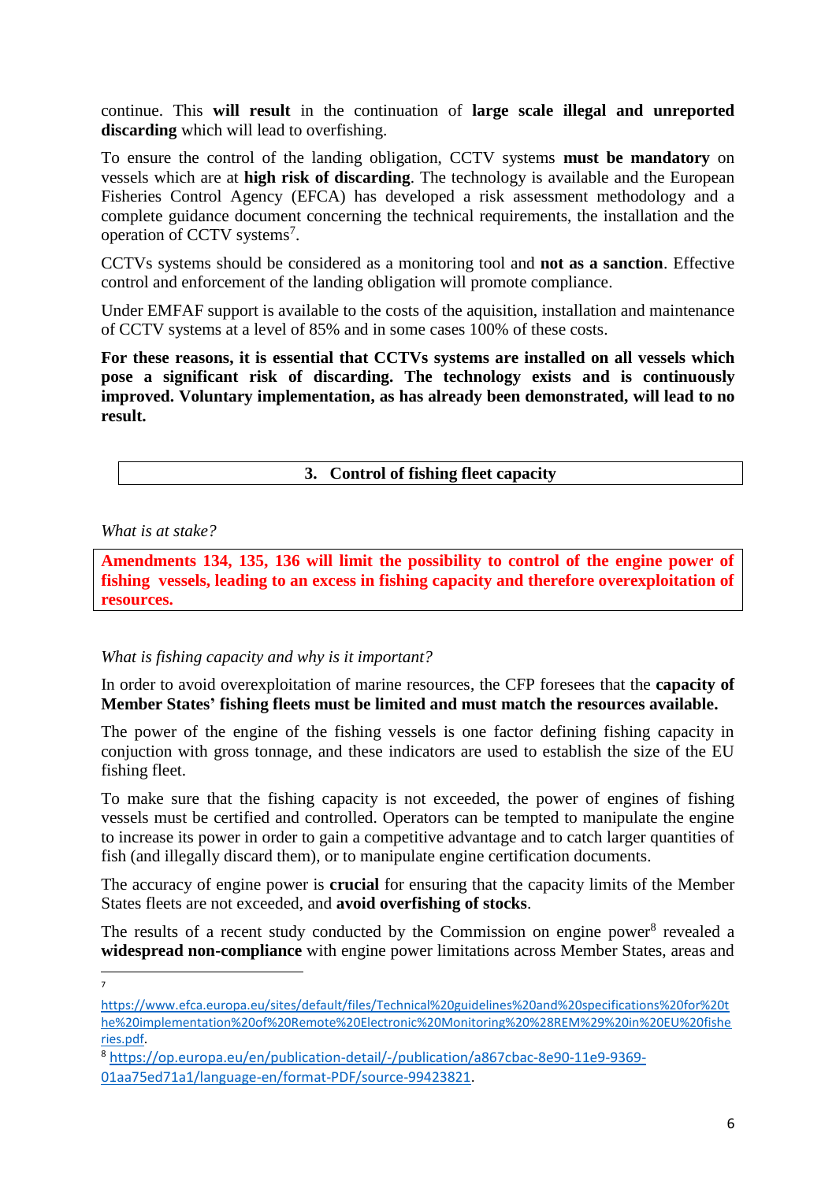continue. This **will result** in the continuation of **large scale illegal and unreported discarding** which will lead to overfishing.

To ensure the control of the landing obligation, CCTV systems **must be mandatory** on vessels which are at **high risk of discarding**. The technology is available and the European Fisheries Control Agency (EFCA) has developed a risk assessment methodology and a complete guidance document concerning the technical requirements, the installation and the operation of CCTV systems[7].

CCTVs systems should be considered as a monitoring tool and **not as a sanction**. Effective control and enforcement of the landing obligation will promote compliance.

Under EMFAF support is available to the costs of the aquisition, installation and maintenance of CCTV systems at a level of 85% and in some cases 100% of these costs.

**For these reasons, it is essential that CCTVs systems are installed on all vessels which pose a significant risk of discarding. The technology exists and is continuously improved. Voluntary implementation, as has already been demonstrated, will lead to no result.**

## 3. Control of fishing fleet capacity

*What is at stake?*

**Amendments 134, 135, 136 will limit the possibility to control of the engine power of fishing vessels, leading to an excess in fishing capacity and therefore overexploitation of resources.**

*What is fishing capacity and why is it important?*

In order to avoid overexploitation of marine resources, the CFP foresees that the **capacity of Member States' fishing fleets must be limited and must match the resources available.**

The power of the engine of the fishing vessels is one factor defining fishing capacity in conjuction with gross tonnage, and these indicators are used to establish the size of the EU fishing fleet.

To make sure that the fishing capacity is not exceeded, the power of engines of fishing vessels must be certified and controlled. Operators can be tempted to manipulate the engine to increase its power in order to gain a competitive advantage and to catch larger quantities of fish (and illegally discard them), or to manipulate engine certification documents.

The accuracy of engine power is **crucial** for ensuring that the capacity limits of the Member States fleets are not exceeded, and **avoid overfishing of stocks**.

The results of a recent study conducted by the Commission on engine power[8] revealed a **widespread non-compliance** with engine power limitations across Member States, areas and

---

[7] https://www.efca.europa.eu/sites/default/files/Technical%20guidelines%20and%20specifications%20for%20the%20implementation%20of%20Remote%20Electronic%20Monitoring%20%28REM%29%20in%20EU%20fisheries.pdf.

[8] https://op.europa.eu/en/publication-detail/-/publication/a867cbac-8e90-11e9-9369-01aa75ed71a1/language-en/format-PDF/source-99423821.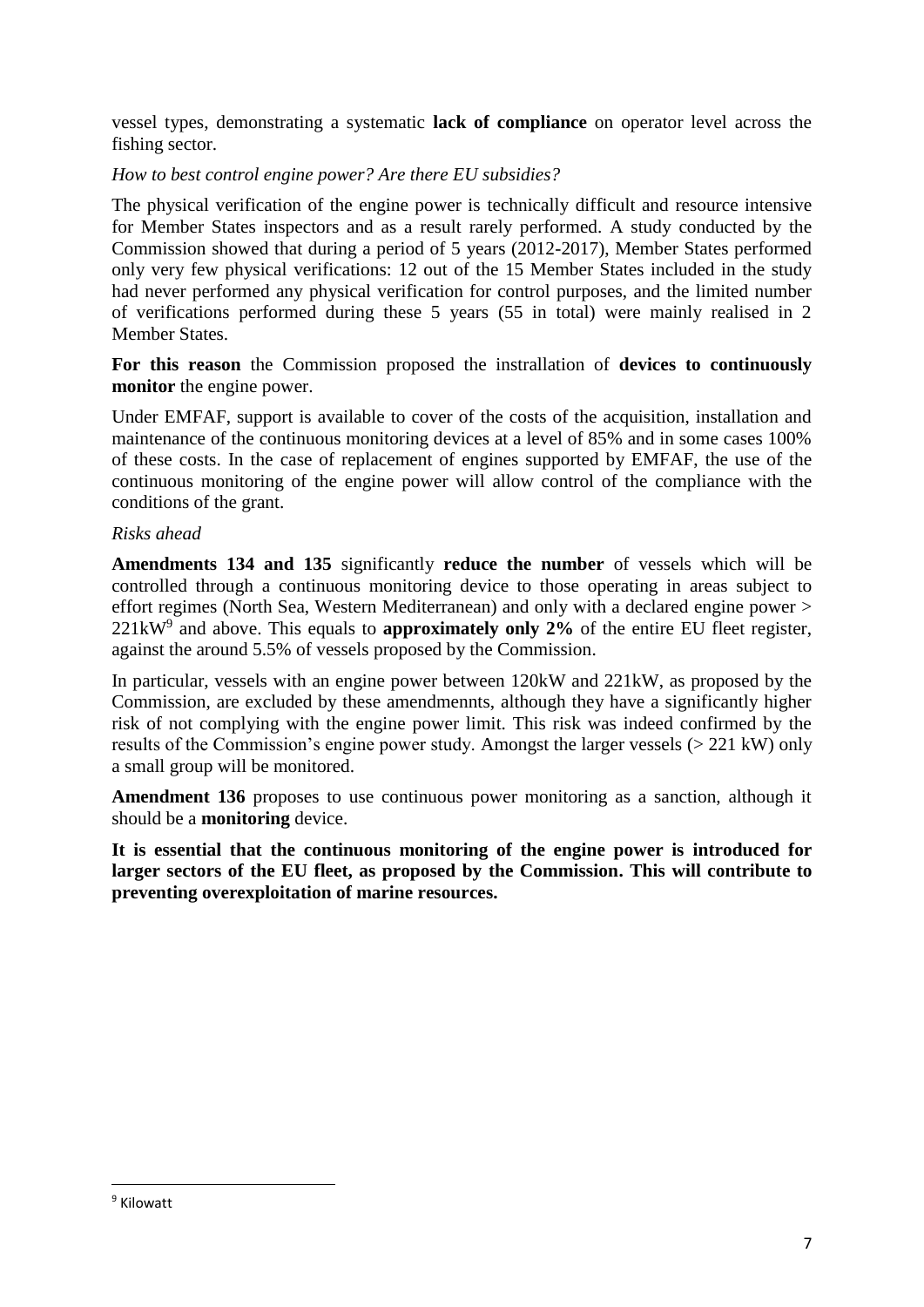vessel types, demonstrating a systematic **lack of compliance** on operator level across the fishing sector.

*How to best control engine power? Are there EU subsidies?*

The physical verification of the engine power is technically difficult and resource intensive for Member States inspectors and as a result rarely performed. A study conducted by the Commission showed that during a period of 5 years (2012-2017), Member States performed only very few physical verifications: 12 out of the 15 Member States included in the study had never performed any physical verification for control purposes, and the limited number of verifications performed during these 5 years (55 in total) were mainly realised in 2 Member States.

**For this reason** the Commission proposed the instrallation of **devices to continuously monitor** the engine power.

Under EMFAF, support is available to cover of the costs of the acquisition, installation and maintenance of the continuous monitoring devices at a level of 85% and in some cases 100% of these costs. In the case of replacement of engines supported by EMFAF, the use of the continuous monitoring of the engine power will allow control of the compliance with the conditions of the grant.

*Risks ahead*

**Amendments 134 and 135** significantly **reduce the number** of vessels which will be controlled through a continuous monitoring device to those operating in areas subject to effort regimes (North Sea, Western Mediterranean) and only with a declared engine power > 221kW[9] and above. This equals to **approximately only 2%** of the entire EU fleet register, against the around 5.5% of vessels proposed by the Commission.

In particular, vessels with an engine power between 120kW and 221kW, as proposed by the Commission, are excluded by these amendmennts, although they have a significantly higher risk of not complying with the engine power limit. This risk was indeed confirmed by the results of the Commission's engine power study. Amongst the larger vessels (> 221 kW) only a small group will be monitored.

**Amendment 136** proposes to use continuous power monitoring as a sanction, although it should be a **monitoring** device.

**It is essential that the continuous monitoring of the engine power is introduced for larger sectors of the EU fleet, as proposed by the Commission. This will contribute to preventing overexploitation of marine resources.**

[9] Kilowatt